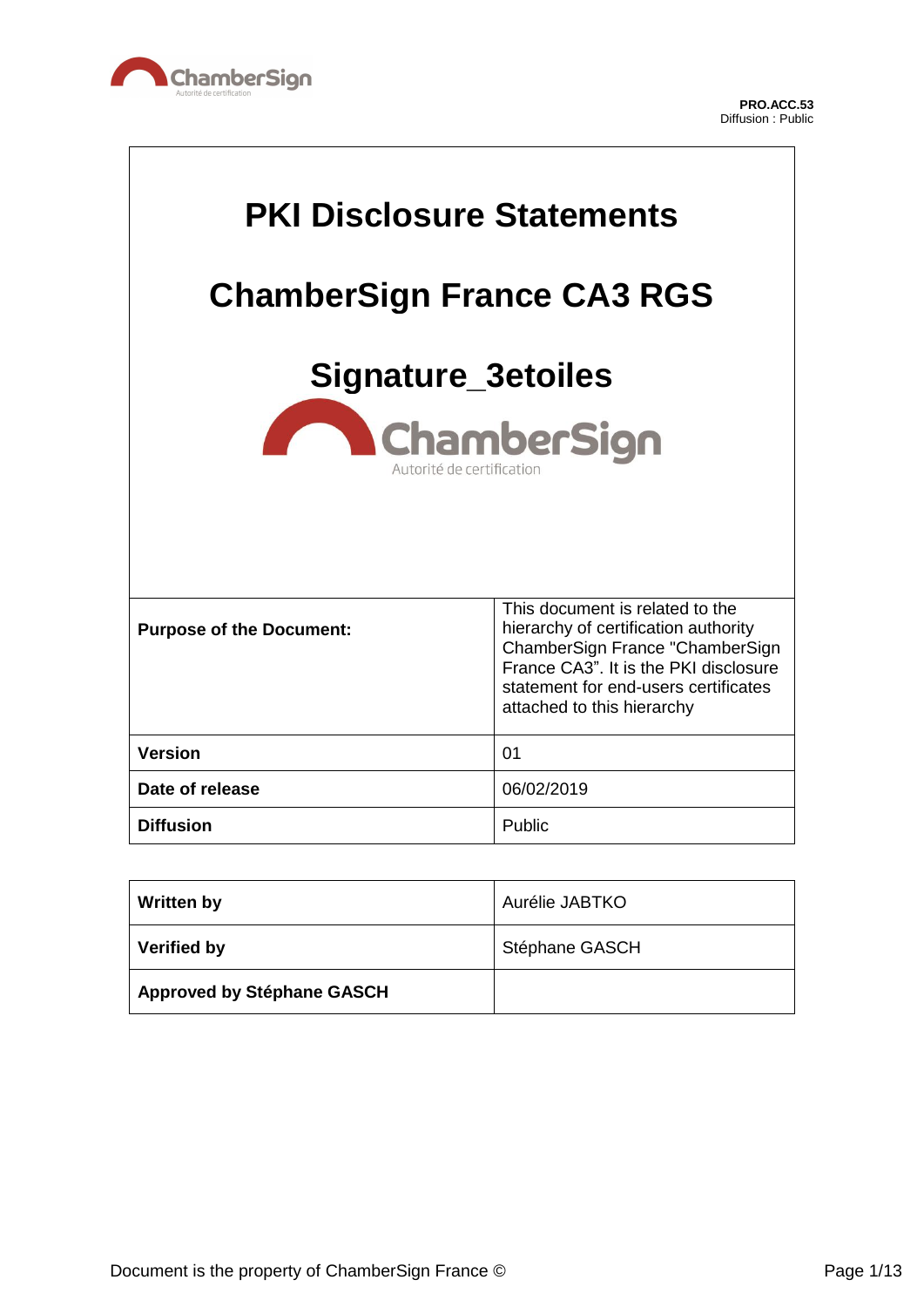PRO.ACC.53
Diffusion : Public

# PKI Disclosure Statements

# ChamberSign France CA3 RGS

# Signature_3etoiles

| | |
|---|---|
| **Purpose of the Document:** | This document is related to the hierarchy of certification authority ChamberSign France "ChamberSign France CA3". It is the PKI disclosure statement for end-users certificates attached to this hierarchy |
| **Version** | 01 |
| **Date of release** | 06/02/2019 |
| **Diffusion** | Public |

| | |
|---|---|
| **Written by** | Aurélie JABTKO |
| **Verified by** | Stéphane GASCH |
| **Approved by Stéphane GASCH** | |

Document is the property of ChamberSign France ©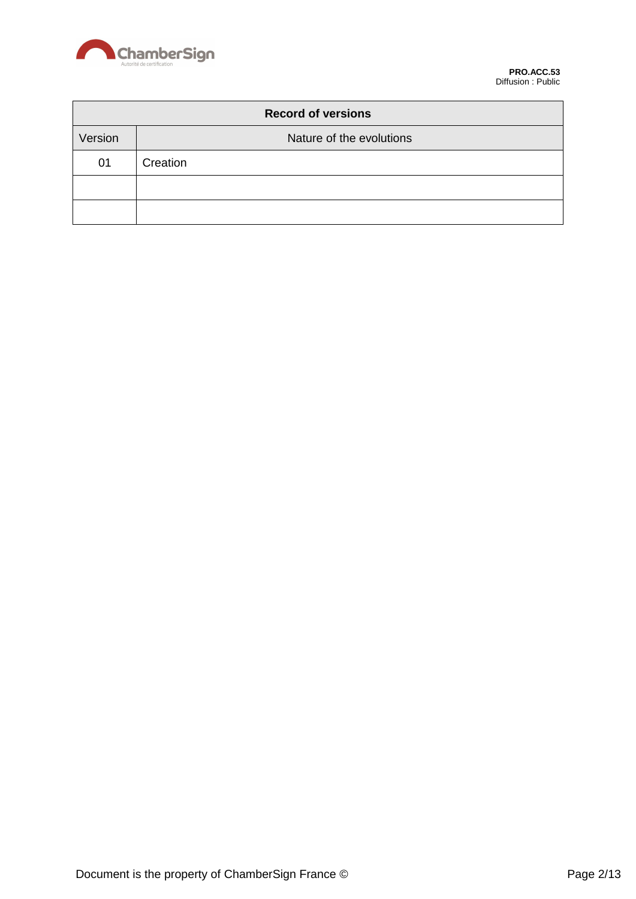| Record of versions | |
|---|---|
| Version | Nature of the evolutions |
| 01 | Creation |
| | |
| | |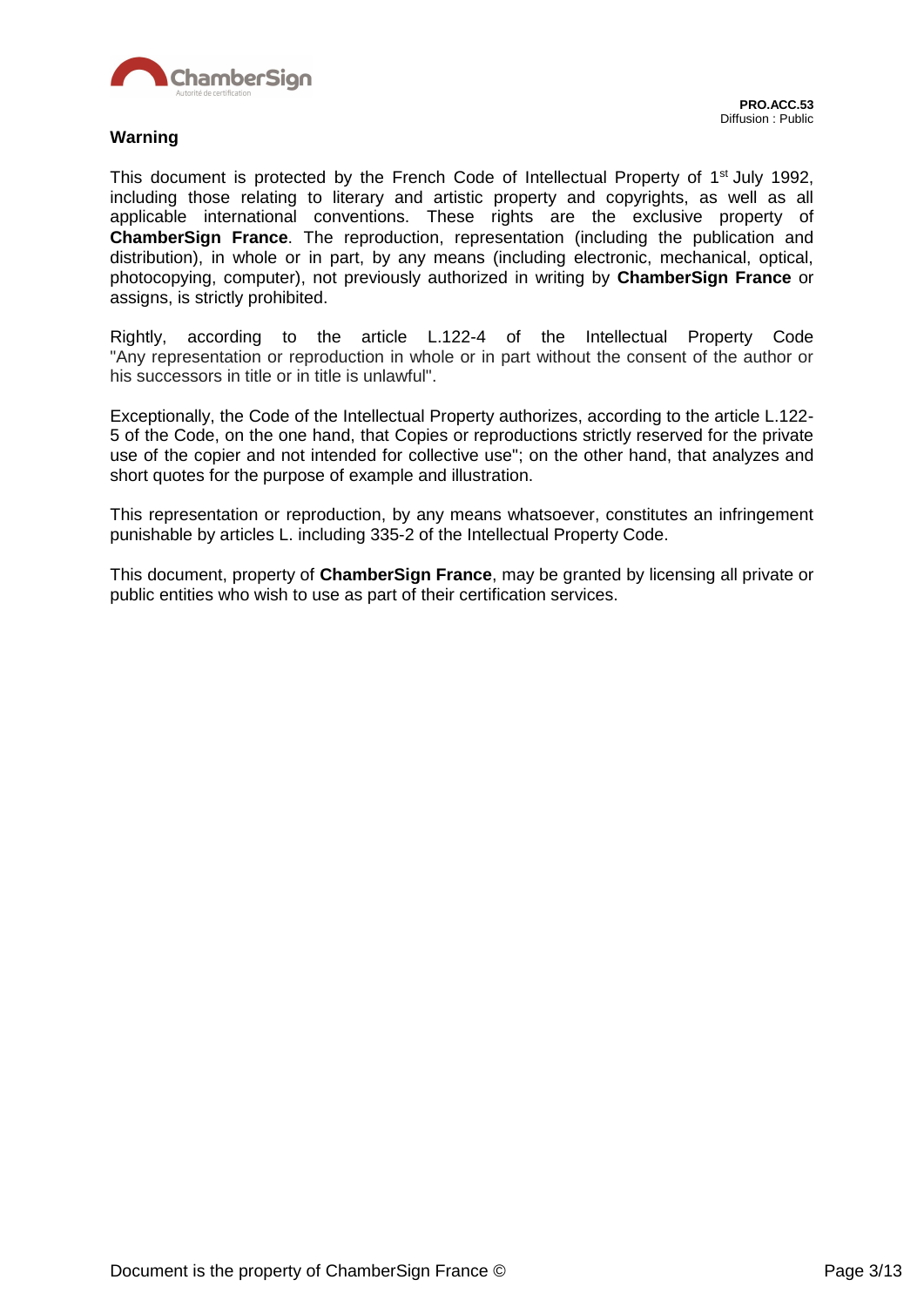**Warning**

This document is protected by the French Code of Intellectual Property of 1st July 1992, including those relating to literary and artistic property and copyrights, as well as all applicable international conventions. These rights are the exclusive property of **ChamberSign France**. The reproduction, representation (including the publication and distribution), in whole or in part, by any means (including electronic, mechanical, optical, photocopying, computer), not previously authorized in writing by **ChamberSign France** or assigns, is strictly prohibited.

Rightly, according to the article L.122-4 of the Intellectual Property Code "Any representation or reproduction in whole or in part without the consent of the author or his successors in title or in title is unlawful".

Exceptionally, the Code of the Intellectual Property authorizes, according to the article L.122-5 of the Code, on the one hand, that Copies or reproductions strictly reserved for the private use of the copier and not intended for collective use"; on the other hand, that analyzes and short quotes for the purpose of example and illustration.

This representation or reproduction, by any means whatsoever, constitutes an infringement punishable by articles L. including 335-2 of the Intellectual Property Code.

This document, property of **ChamberSign France**, may be granted by licensing all private or public entities who wish to use as part of their certification services.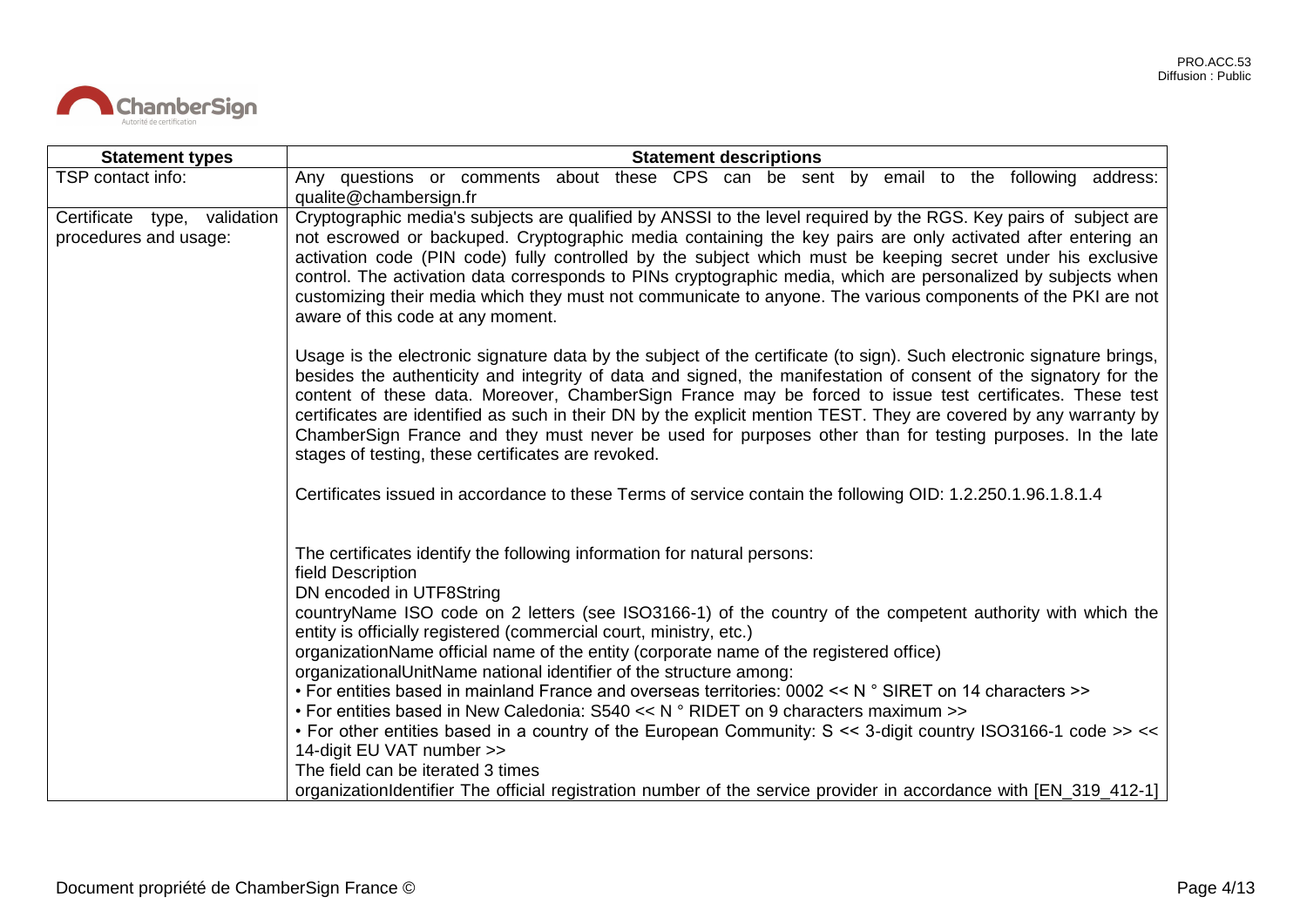| Statement types | Statement descriptions |
|---|---|
| TSP contact info: | Any questions or comments about these CPS can be sent by email to the following address: qualite@chambersign.fr |
| Certificate type, validation procedures and usage: | Cryptographic media's subjects are qualified by ANSSI to the level required by the RGS. Key pairs of subject are not escrowed or backuped. Cryptographic media containing the key pairs are only activated after entering an activation code (PIN code) fully controlled by the subject which must be keeping secret under his exclusive control. The activation data corresponds to PINs cryptographic media, which are personalized by subjects when customizing their media which they must not communicate to anyone. The various components of the PKI are not aware of this code at any moment.<br><br>Usage is the electronic signature data by the subject of the certificate (to sign). Such electronic signature brings, besides the authenticity and integrity of data and signed, the manifestation of consent of the signatory for the content of these data. Moreover, ChamberSign France may be forced to issue test certificates. These test certificates are identified as such in their DN by the explicit mention TEST. They are covered by any warranty by ChamberSign France and they must never be used for purposes other than for testing purposes. In the late stages of testing, these certificates are revoked.<br><br>Certificates issued in accordance to these Terms of service contain the following OID: 1.2.250.1.96.1.8.1.4<br><br>The certificates identify the following information for natural persons:<br>field Description<br>DN encoded in UTF8String<br>countryName ISO code on 2 letters (see ISO3166-1) of the country of the competent authority with which the entity is officially registered (commercial court, ministry, etc.)<br>organizationName official name of the entity (corporate name of the registered office)<br>organizationalUnitName national identifier of the structure among:<br>• For entities based in mainland France and overseas territories: 0002 << N ° SIRET on 14 characters >><br>• For entities based in New Caledonia: S540 << N ° RIDET on 9 characters maximum >><br>• For other entities based in a country of the European Community: S << 3-digit country ISO3166-1 code >> << 14-digit EU VAT number >><br>The field can be iterated 3 times<br>organizationIdentifier The official registration number of the service provider in accordance with [EN_319_412-1] |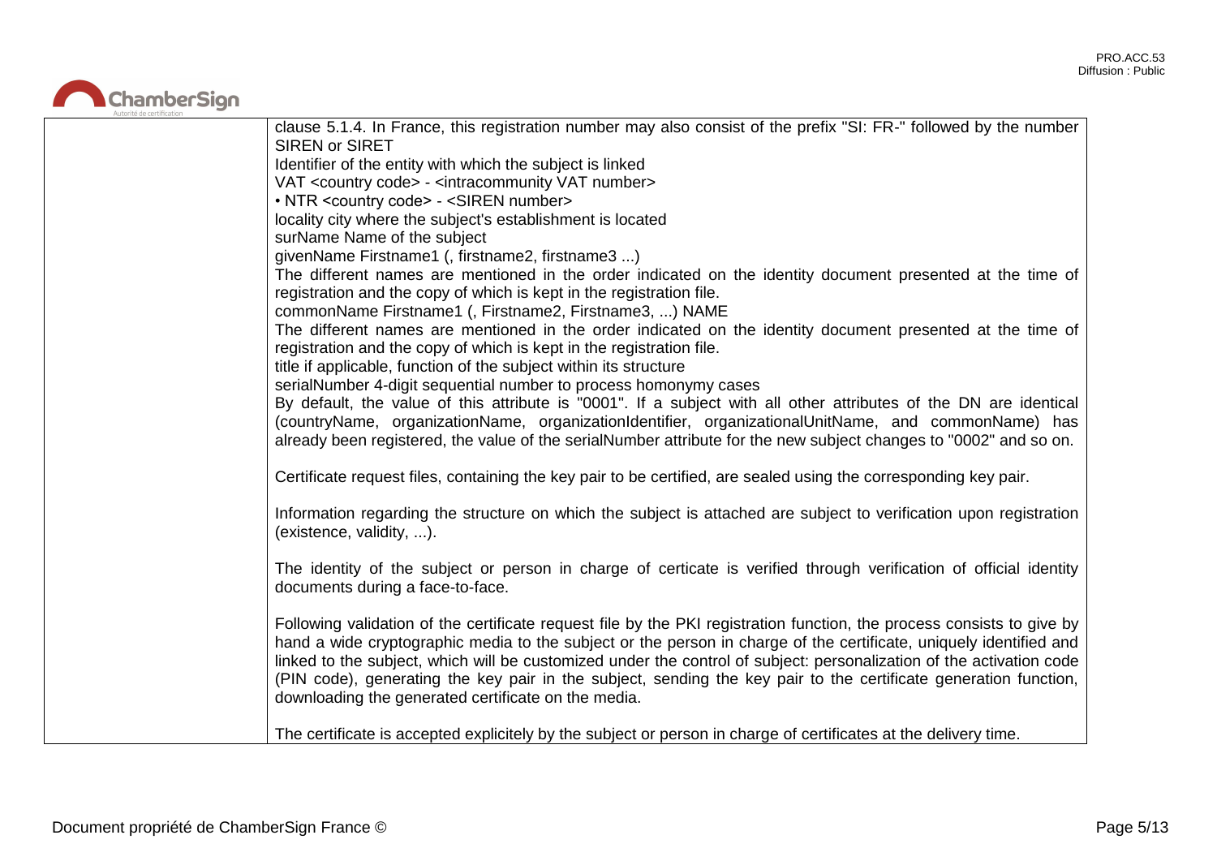|  | clause 5.1.4. In France, this registration number may also consist of the prefix "SI: FR-" followed by the number SIREN or SIRET<br>Identifier of the entity with which the subject is linked<br>VAT <country code> - <intracommunity VAT number><br>• NTR <country code> - <SIREN number><br>locality city where the subject's establishment is located<br>surName Name of the subject<br>givenName Firstname1 (, firstname2, firstname3 ...)<br>The different names are mentioned in the order indicated on the identity document presented at the time of registration and the copy of which is kept in the registration file.<br>commonName Firstname1 (, Firstname2, Firstname3, ...) NAME<br>The different names are mentioned in the order indicated on the identity document presented at the time of registration and the copy of which is kept in the registration file.<br>title if applicable, function of the subject within its structure<br>serialNumber 4-digit sequential number to process homonymy cases<br>By default, the value of this attribute is "0001". If a subject with all other attributes of the DN are identical (countryName, organizationName, organizationIdentifier, organizationalUnitName, and commonName) has already been registered, the value of the serialNumber attribute for the new subject changes to "0002" and so on.<br><br>Certificate request files, containing the key pair to be certified, are sealed using the corresponding key pair.<br><br>Information regarding the structure on which the subject is attached are subject to verification upon registration (existence, validity, ...).<br><br>The identity of the subject or person in charge of certicate is verified through verification of official identity documents during a face-to-face.<br><br>Following validation of the certificate request file by the PKI registration function, the process consists to give by hand a wide cryptographic media to the subject or the person in charge of the certificate, uniquely identified and linked to the subject, which will be customized under the control of subject: personalization of the activation code (PIN code), generating the key pair in the subject, sending the key pair to the certificate generation function, downloading the generated certificate on the media.<br><br>The certificate is accepted explicitely by the subject or person in charge of certificates at the delivery time. |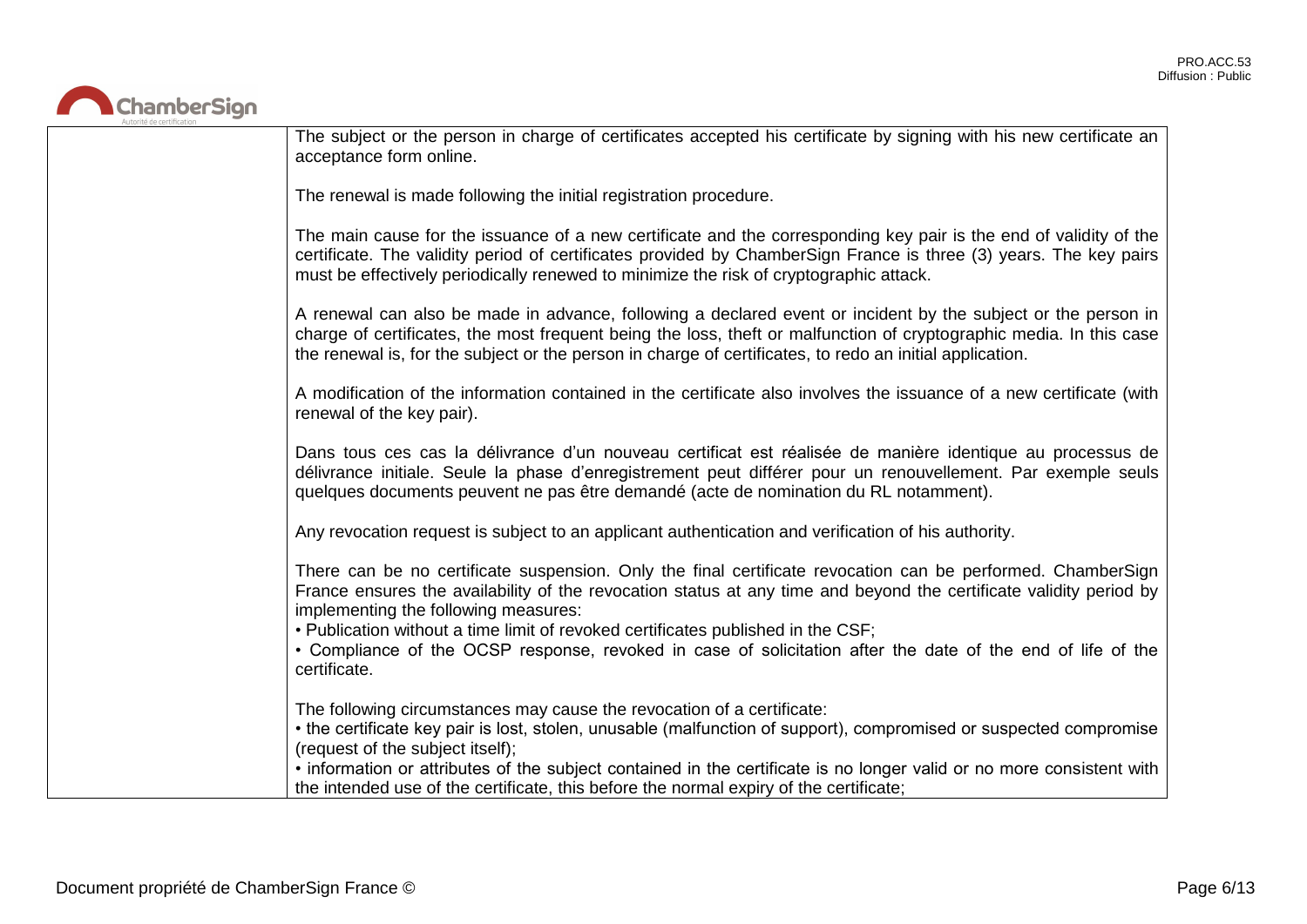| | |
|---|---|
| | The subject or the person in charge of certificates accepted his certificate by signing with his new certificate an acceptance form online.<br><br>The renewal is made following the initial registration procedure.<br><br>The main cause for the issuance of a new certificate and the corresponding key pair is the end of validity of the certificate. The validity period of certificates provided by ChamberSign France is three (3) years. The key pairs must be effectively periodically renewed to minimize the risk of cryptographic attack.<br><br>A renewal can also be made in advance, following a declared event or incident by the subject or the person in charge of certificates, the most frequent being the loss, theft or malfunction of cryptographic media. In this case the renewal is, for the subject or the person in charge of certificates, to redo an initial application.<br><br>A modification of the information contained in the certificate also involves the issuance of a new certificate (with renewal of the key pair).<br><br>Dans tous ces cas la délivrance d'un nouveau certificat est réalisée de manière identique au processus de délivrance initiale. Seule la phase d'enregistrement peut différer pour un renouvellement. Par exemple seuls quelques documents peuvent ne pas être demandé (acte de nomination du RL notamment).<br><br>Any revocation request is subject to an applicant authentication and verification of his authority.<br><br>There can be no certificate suspension. Only the final certificate revocation can be performed. ChamberSign France ensures the availability of the revocation status at any time and beyond the certificate validity period by implementing the following measures:<br>• Publication without a time limit of revoked certificates published in the CSF;<br>• Compliance of the OCSP response, revoked in case of solicitation after the date of the end of life of the certificate.<br><br>The following circumstances may cause the revocation of a certificate:<br>• the certificate key pair is lost, stolen, unusable (malfunction of support), compromised or suspected compromise (request of the subject itself);<br>• information or attributes of the subject contained in the certificate is no longer valid or no more consistent with the intended use of the certificate, this before the normal expiry of the certificate; |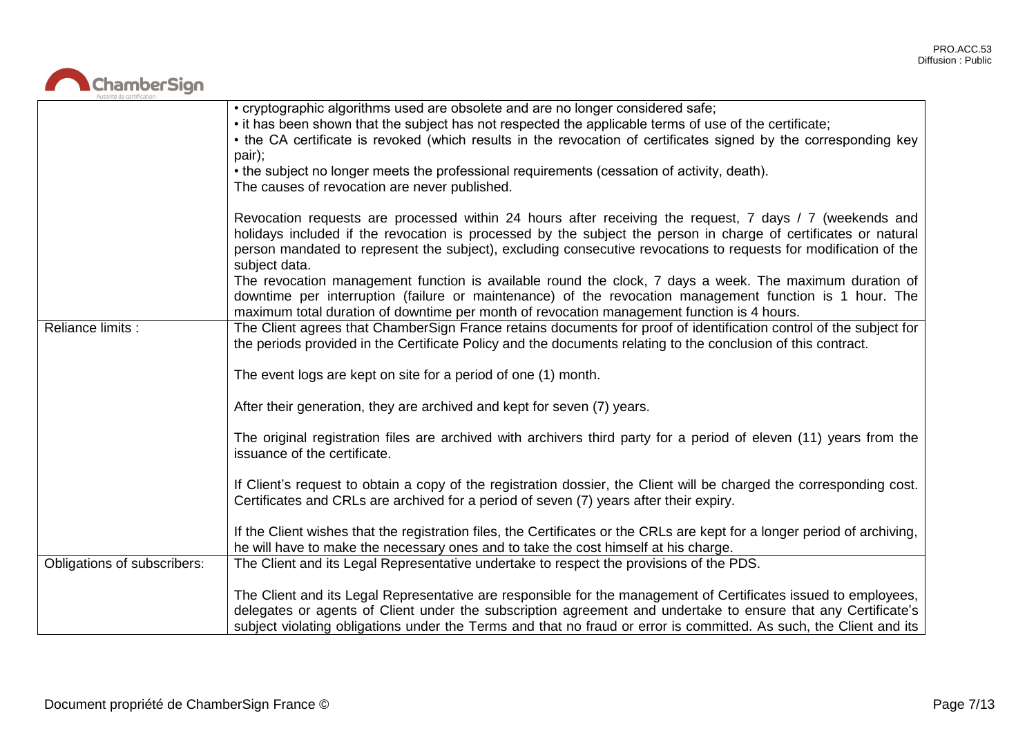| | |
|---|---|
| | • cryptographic algorithms used are obsolete and are no longer considered safe;<br>• it has been shown that the subject has not respected the applicable terms of use of the certificate;<br>• the CA certificate is revoked (which results in the revocation of certificates signed by the corresponding key pair);<br>• the subject no longer meets the professional requirements (cessation of activity, death).<br>The causes of revocation are never published.<br><br>Revocation requests are processed within 24 hours after receiving the request, 7 days / 7 (weekends and holidays included if the revocation is processed by the subject the person in charge of certificates or natural person mandated to represent the subject), excluding consecutive revocations to requests for modification of the subject data.<br>The revocation management function is available round the clock, 7 days a week. The maximum duration of downtime per interruption (failure or maintenance) of the revocation management function is 1 hour. The maximum total duration of downtime per month of revocation management function is 4 hours. |
| Reliance limits : | The Client agrees that ChamberSign France retains documents for proof of identification control of the subject for the periods provided in the Certificate Policy and the documents relating to the conclusion of this contract.<br><br>The event logs are kept on site for a period of one (1) month.<br><br>After their generation, they are archived and kept for seven (7) years.<br><br>The original registration files are archived with archivers third party for a period of eleven (11) years from the issuance of the certificate.<br><br>If Client's request to obtain a copy of the registration dossier, the Client will be charged the corresponding cost.<br>Certificates and CRLs are archived for a period of seven (7) years after their expiry.<br><br>If the Client wishes that the registration files, the Certificates or the CRLs are kept for a longer period of archiving, he will have to make the necessary ones and to take the cost himself at his charge. |
| Obligations of subscribers: | The Client and its Legal Representative undertake to respect the provisions of the PDS.<br><br>The Client and its Legal Representative are responsible for the management of Certificates issued to employees, delegates or agents of Client under the subscription agreement and undertake to ensure that any Certificate's subject violating obligations under the Terms and that no fraud or error is committed. As such, the Client and its |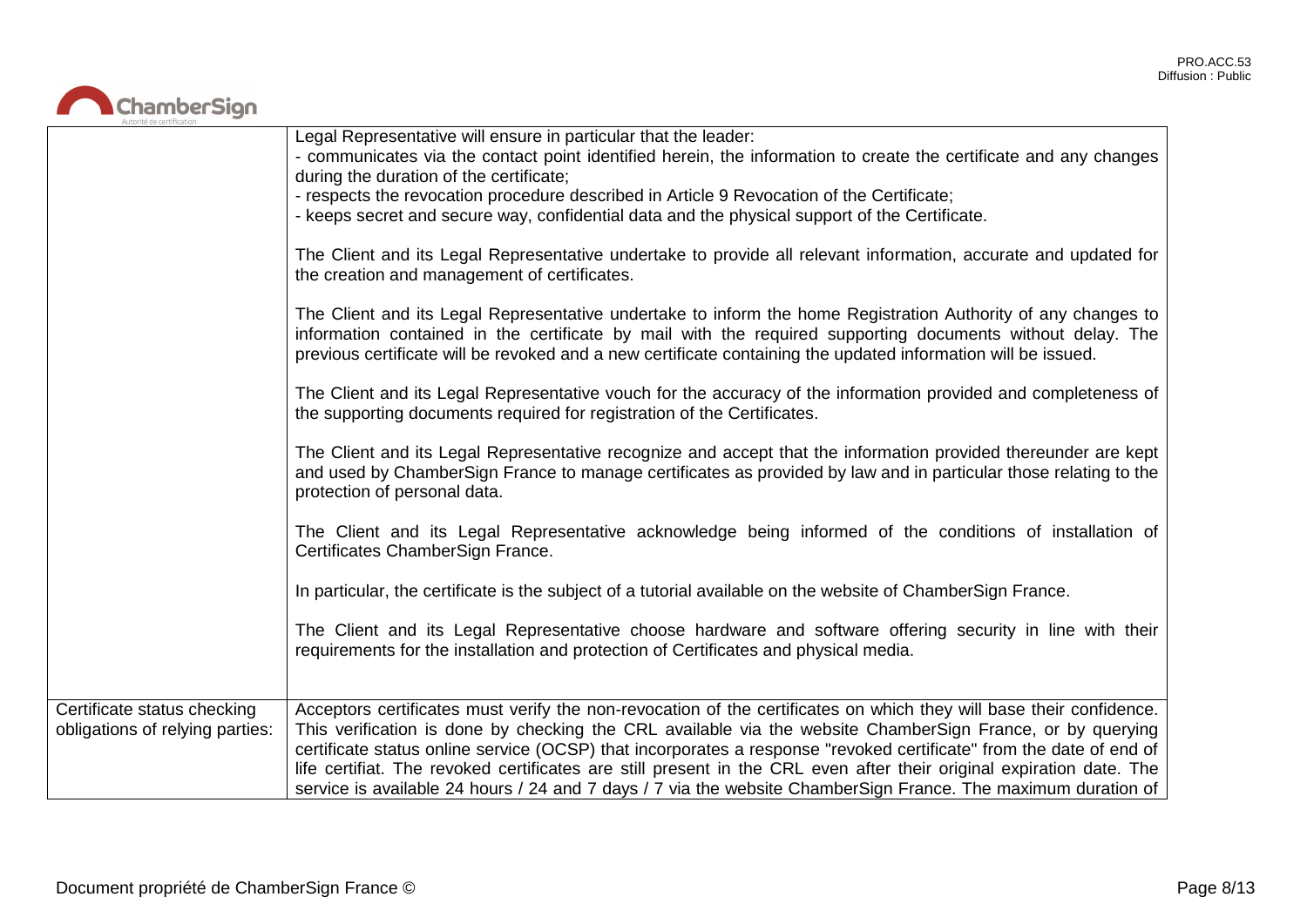| | |
|---|---|
| | Legal Representative will ensure in particular that the leader:<br>- communicates via the contact point identified herein, the information to create the certificate and any changes during the duration of the certificate;<br>- respects the revocation procedure described in Article 9 Revocation of the Certificate;<br>- keeps secret and secure way, confidential data and the physical support of the Certificate.<br><br>The Client and its Legal Representative undertake to provide all relevant information, accurate and updated for the creation and management of certificates.<br><br>The Client and its Legal Representative undertake to inform the home Registration Authority of any changes to information contained in the certificate by mail with the required supporting documents without delay. The previous certificate will be revoked and a new certificate containing the updated information will be issued.<br><br>The Client and its Legal Representative vouch for the accuracy of the information provided and completeness of the supporting documents required for registration of the Certificates.<br><br>The Client and its Legal Representative recognize and accept that the information provided thereunder are kept and used by ChamberSign France to manage certificates as provided by law and in particular those relating to the protection of personal data.<br><br>The Client and its Legal Representative acknowledge being informed of the conditions of installation of Certificates ChamberSign France.<br><br>In particular, the certificate is the subject of a tutorial available on the website of ChamberSign France.<br><br>The Client and its Legal Representative choose hardware and software offering security in line with their requirements for the installation and protection of Certificates and physical media. |
| Certificate status checking obligations of relying parties: | Acceptors certificates must verify the non-revocation of the certificates on which they will base their confidence. This verification is done by checking the CRL available via the website ChamberSign France, or by querying certificate status online service (OCSP) that incorporates a response "revoked certificate" from the date of end of life certifiat. The revoked certificates are still present in the CRL even after their original expiration date. The service is available 24 hours / 24 and 7 days / 7 via the website ChamberSign France. The maximum duration of |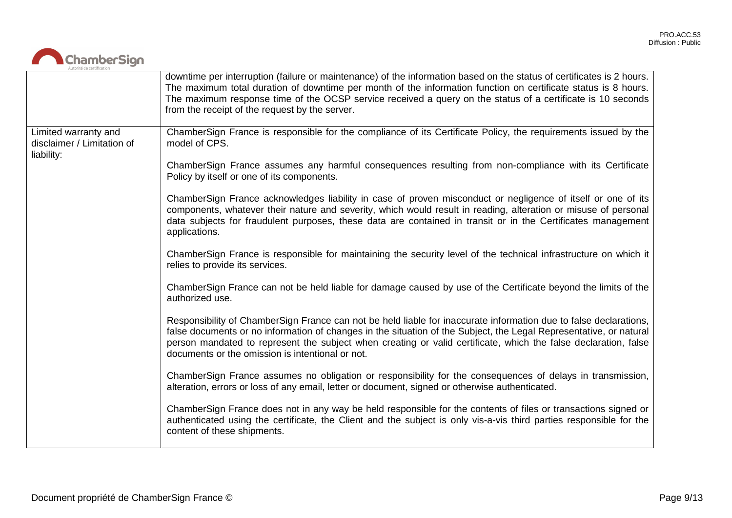| | |
|---|---|
| | downtime per interruption (failure or maintenance) of the information based on the status of certificates is 2 hours. The maximum total duration of downtime per month of the information function on certificate status is 8 hours. The maximum response time of the OCSP service received a query on the status of a certificate is 10 seconds from the receipt of the request by the server. |
| Limited warranty and disclaimer / Limitation of liability: | ChamberSign France is responsible for the compliance of its Certificate Policy, the requirements issued by the model of CPS.<br><br>ChamberSign France assumes any harmful consequences resulting from non-compliance with its Certificate Policy by itself or one of its components.<br><br>ChamberSign France acknowledges liability in case of proven misconduct or negligence of itself or one of its components, whatever their nature and severity, which would result in reading, alteration or misuse of personal data subjects for fraudulent purposes, these data are contained in transit or in the Certificates management applications.<br><br>ChamberSign France is responsible for maintaining the security level of the technical infrastructure on which it relies to provide its services.<br><br>ChamberSign France can not be held liable for damage caused by use of the Certificate beyond the limits of the authorized use.<br><br>Responsibility of ChamberSign France can not be held liable for inaccurate information due to false declarations, false documents or no information of changes in the situation of the Subject, the Legal Representative, or natural person mandated to represent the subject when creating or valid certificate, which the false declaration, false documents or the omission is intentional or not.<br><br>ChamberSign France assumes no obligation or responsibility for the consequences of delays in transmission, alteration, errors or loss of any email, letter or document, signed or otherwise authenticated.<br><br>ChamberSign France does not in any way be held responsible for the contents of files or transactions signed or authenticated using the certificate, the Client and the subject is only vis-a-vis third parties responsible for the content of these shipments. |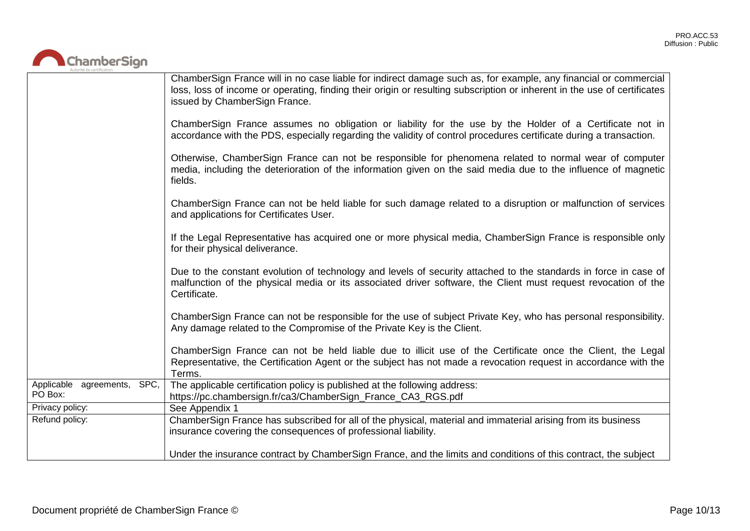| | |
|---|---|
| | ChamberSign France will in no case liable for indirect damage such as, for example, any financial or commercial loss, loss of income or operating, finding their origin or resulting subscription or inherent in the use of certificates issued by ChamberSign France.<br><br>ChamberSign France assumes no obligation or liability for the use by the Holder of a Certificate not in accordance with the PDS, especially regarding the validity of control procedures certificate during a transaction.<br><br>Otherwise, ChamberSign France can not be responsible for phenomena related to normal wear of computer media, including the deterioration of the information given on the said media due to the influence of magnetic fields.<br><br>ChamberSign France can not be held liable for such damage related to a disruption or malfunction of services and applications for Certificates User.<br><br>If the Legal Representative has acquired one or more physical media, ChamberSign France is responsible only for their physical deliverance.<br><br>Due to the constant evolution of technology and levels of security attached to the standards in force in case of malfunction of the physical media or its associated driver software, the Client must request revocation of the Certificate.<br><br>ChamberSign France can not be responsible for the use of subject Private Key, who has personal responsibility. Any damage related to the Compromise of the Private Key is the Client.<br><br>ChamberSign France can not be held liable due to illicit use of the Certificate once the Client, the Legal Representative, the Certification Agent or the subject has not made a revocation request in accordance with the Terms. |
| Applicable agreements, SPC, PO Box: | The applicable certification policy is published at the following address:<br>https://pc.chambersign.fr/ca3/ChamberSign_France_CA3_RGS.pdf |
| Privacy policy: | See Appendix 1 |
| Refund policy: | ChamberSign France has subscribed for all of the physical, material and immaterial arising from its business insurance covering the consequences of professional liability.<br><br>Under the insurance contract by ChamberSign France, and the limits and conditions of this contract, the subject |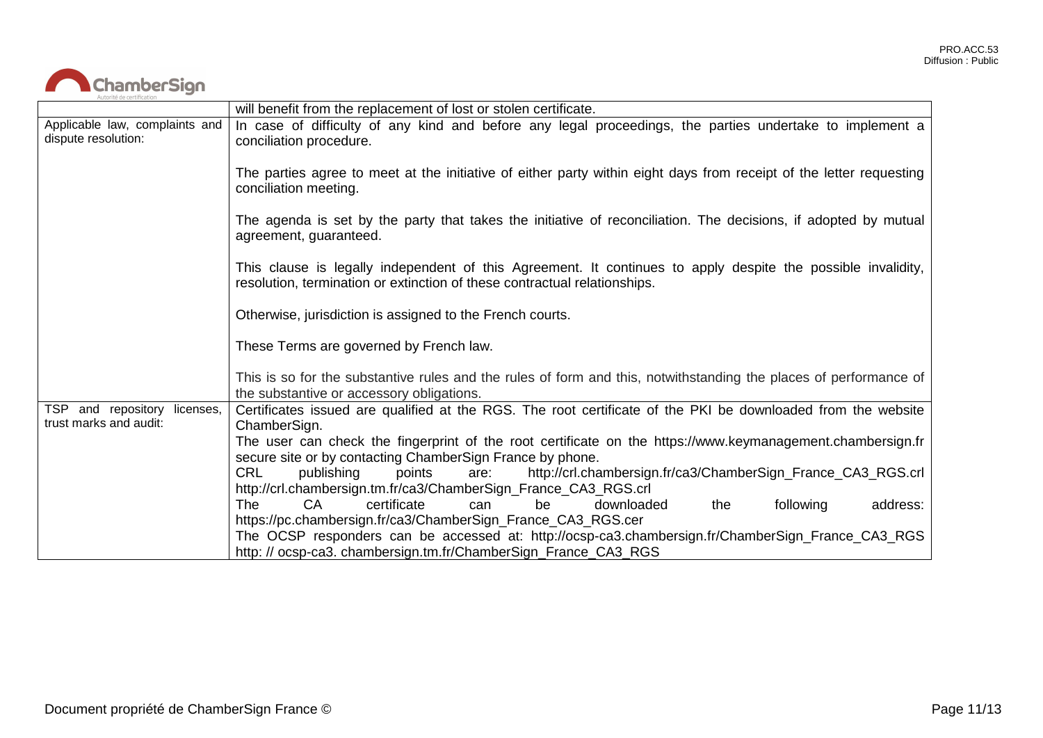| | |
|---|---|
| | will benefit from the replacement of lost or stolen certificate. |
| Applicable law, complaints and dispute resolution: | In case of difficulty of any kind and before any legal proceedings, the parties undertake to implement a conciliation procedure.<br><br>The parties agree to meet at the initiative of either party within eight days from receipt of the letter requesting conciliation meeting.<br><br>The agenda is set by the party that takes the initiative of reconciliation. The decisions, if adopted by mutual agreement, guaranteed.<br><br>This clause is legally independent of this Agreement. It continues to apply despite the possible invalidity, resolution, termination or extinction of these contractual relationships.<br><br>Otherwise, jurisdiction is assigned to the French courts.<br><br>These Terms are governed by French law.<br><br>This is so for the substantive rules and the rules of form and this, notwithstanding the places of performance of the substantive or accessory obligations. |
| TSP and repository licenses, trust marks and audit: | Certificates issued are qualified at the RGS. The root certificate of the PKI be downloaded from the website ChamberSign.<br>The user can check the fingerprint of the root certificate on the https://www.keymanagement.chambersign.fr secure site or by contacting ChamberSign France by phone.<br>CRL publishing points are: http://crl.chambersign.fr/ca3/ChamberSign_France_CA3_RGS.crl http://crl.chambersign.tm.fr/ca3/ChamberSign_France_CA3_RGS.crl<br>The CA certificate can be downloaded the following address: https://pc.chambersign.fr/ca3/ChamberSign_France_CA3_RGS.cer<br>The OCSP responders can be accessed at: http://ocsp-ca3.chambersign.fr/ChamberSign_France_CA3_RGS http: // ocsp-ca3. chambersign.tm.fr/ChamberSign_France_CA3_RGS |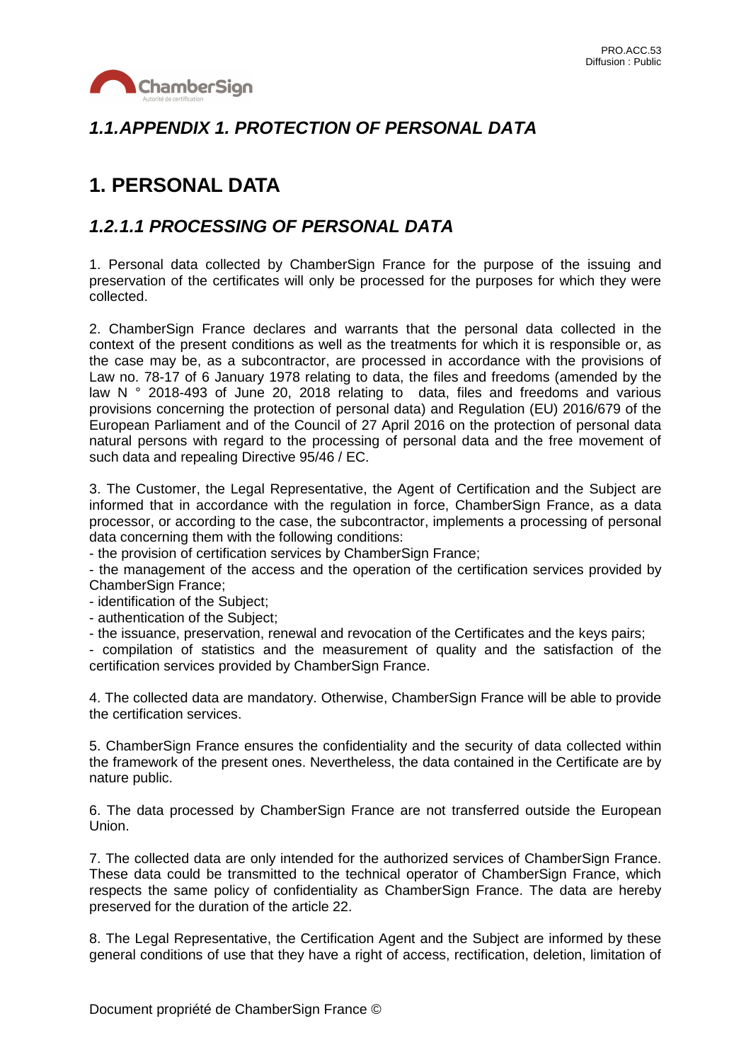## *1.1.APPENDIX 1. PROTECTION OF PERSONAL DATA*

# 1. PERSONAL DATA

## *1.2.1.1 PROCESSING OF PERSONAL DATA*

1. Personal data collected by ChamberSign France for the purpose of the issuing and preservation of the certificates will only be processed for the purposes for which they were collected.

2. ChamberSign France declares and warrants that the personal data collected in the context of the present conditions as well as the treatments for which it is responsible or, as the case may be, as a subcontractor, are processed in accordance with the provisions of Law no. 78-17 of 6 January 1978 relating to data, the files and freedoms (amended by the law N ° 2018-493 of June 20, 2018 relating to data, files and freedoms and various provisions concerning the protection of personal data) and Regulation (EU) 2016/679 of the European Parliament and of the Council of 27 April 2016 on the protection of personal data natural persons with regard to the processing of personal data and the free movement of such data and repealing Directive 95/46 / EC.

3. The Customer, the Legal Representative, the Agent of Certification and the Subject are informed that in accordance with the regulation in force, ChamberSign France, as a data processor, or according to the case, the subcontractor, implements a processing of personal data concerning them with the following conditions:

- the provision of certification services by ChamberSign France;
- the management of the access and the operation of the certification services provided by ChamberSign France;
- identification of the Subject;
- authentication of the Subject;
- the issuance, preservation, renewal and revocation of the Certificates and the keys pairs;
- compilation of statistics and the measurement of quality and the satisfaction of the certification services provided by ChamberSign France.

4. The collected data are mandatory. Otherwise, ChamberSign France will be able to provide the certification services.

5. ChamberSign France ensures the confidentiality and the security of data collected within the framework of the present ones. Nevertheless, the data contained in the Certificate are by nature public.

6. The data processed by ChamberSign France are not transferred outside the European Union.

7. The collected data are only intended for the authorized services of ChamberSign France. These data could be transmitted to the technical operator of ChamberSign France, which respects the same policy of confidentiality as ChamberSign France. The data are hereby preserved for the duration of the article 22.

8. The Legal Representative, the Certification Agent and the Subject are informed by these general conditions of use that they have a right of access, rectification, deletion, limitation of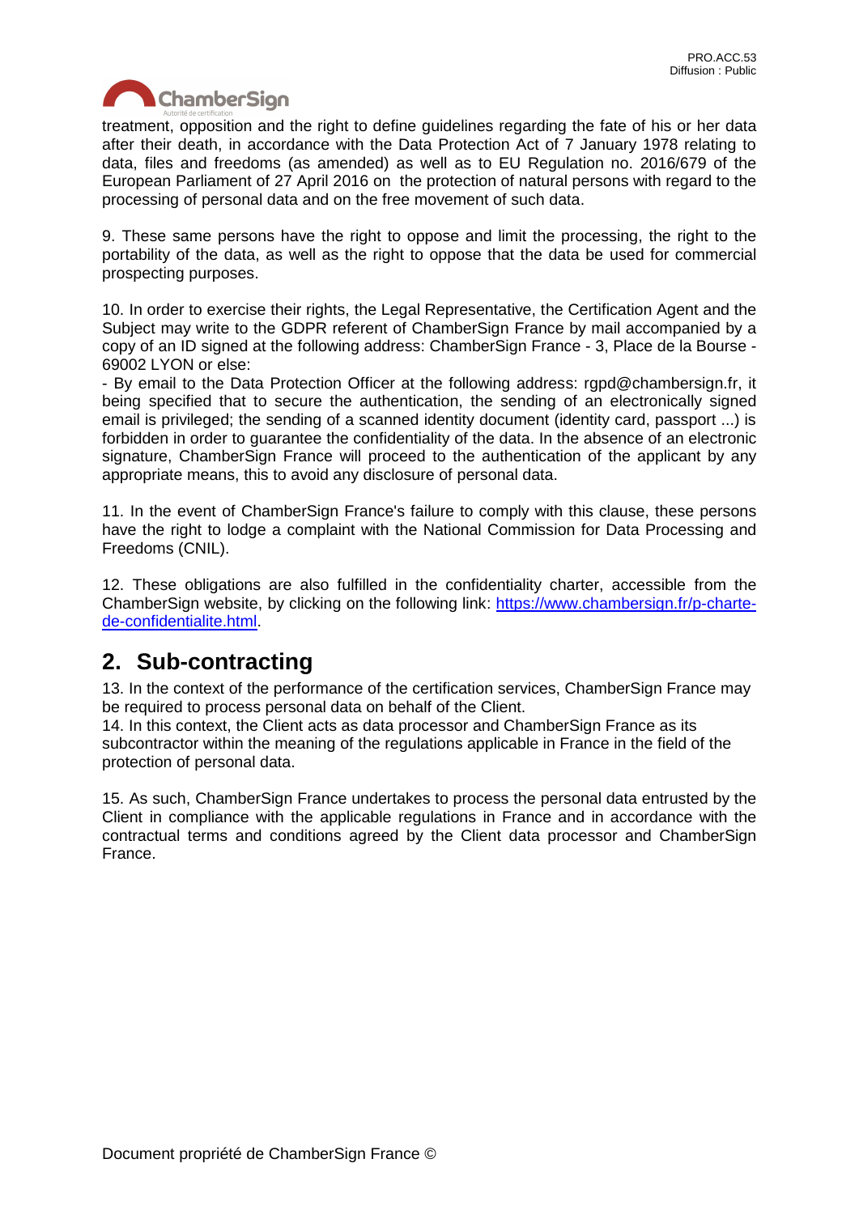treatment, opposition and the right to define guidelines regarding the fate of his or her data after their death, in accordance with the Data Protection Act of 7 January 1978 relating to data, files and freedoms (as amended) as well as to EU Regulation no. 2016/679 of the European Parliament of 27 April 2016 on the protection of natural persons with regard to the processing of personal data and on the free movement of such data.

9. These same persons have the right to oppose and limit the processing, the right to the portability of the data, as well as the right to oppose that the data be used for commercial prospecting purposes.

10. In order to exercise their rights, the Legal Representative, the Certification Agent and the Subject may write to the GDPR referent of ChamberSign France by mail accompanied by a copy of an ID signed at the following address: ChamberSign France - 3, Place de la Bourse - 69002 LYON or else:
- By email to the Data Protection Officer at the following address: rgpd@chambersign.fr, it being specified that to secure the authentication, the sending of an electronically signed email is privileged; the sending of a scanned identity document (identity card, passport ...) is forbidden in order to guarantee the confidentiality of the data. In the absence of an electronic signature, ChamberSign France will proceed to the authentication of the applicant by any appropriate means, this to avoid any disclosure of personal data.

11. In the event of ChamberSign France's failure to comply with this clause, these persons have the right to lodge a complaint with the National Commission for Data Processing and Freedoms (CNIL).

12. These obligations are also fulfilled in the confidentiality charter, accessible from the ChamberSign website, by clicking on the following link: [https://www.chambersign.fr/p-charte-de-confidentialite.html](https://www.chambersign.fr/p-charte-de-confidentialite.html).

## 2. Sub-contracting

13. In the context of the performance of the certification services, ChamberSign France may be required to process personal data on behalf of the Client.
14. In this context, the Client acts as data processor and ChamberSign France as its subcontractor within the meaning of the regulations applicable in France in the field of the protection of personal data.

15. As such, ChamberSign France undertakes to process the personal data entrusted by the Client in compliance with the applicable regulations in France and in accordance with the contractual terms and conditions agreed by the Client data processor and ChamberSign France.